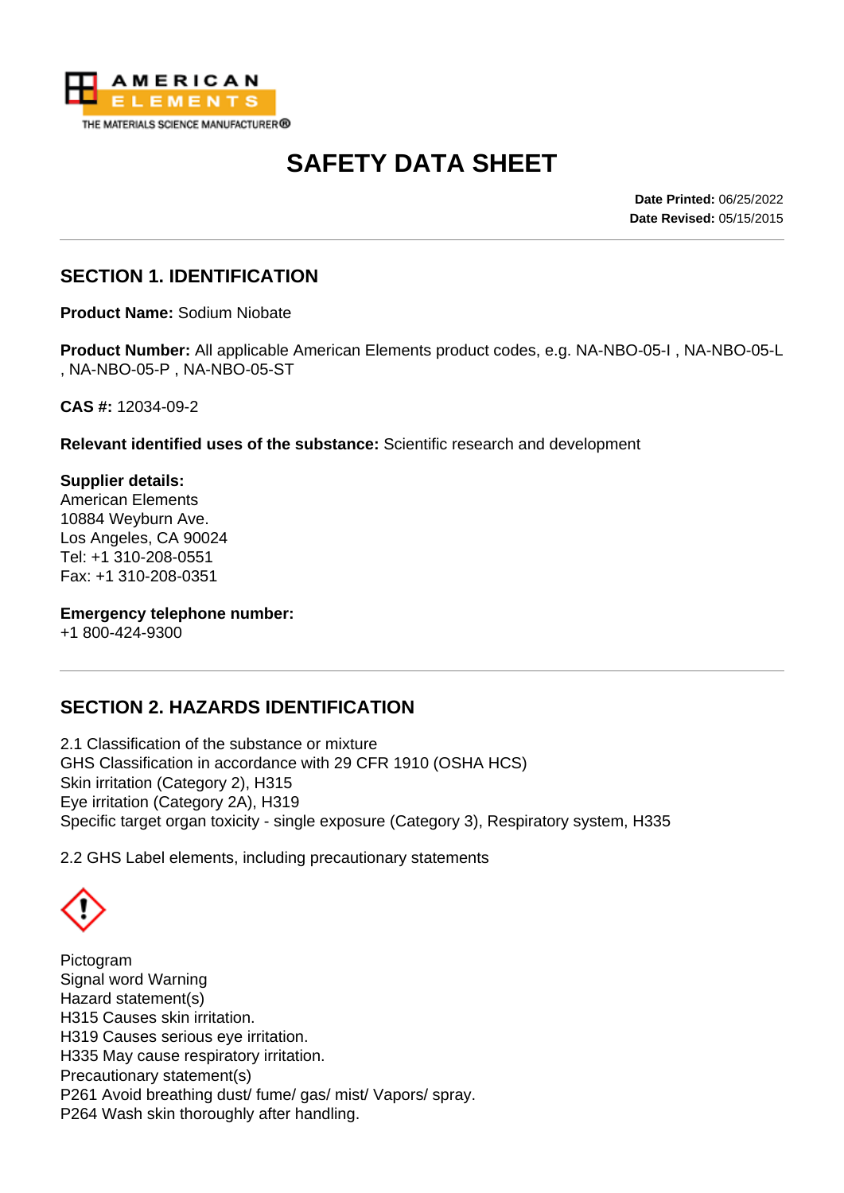AMERICAN ELEMENTS
THE MATERIALS SCIENCE MANUFACTURER®

# SAFETY DATA SHEET

**Date Printed:** 06/25/2022
**Date Revised:** 05/15/2015

## SECTION 1. IDENTIFICATION

**Product Name:** Sodium Niobate

**Product Number:** All applicable American Elements product codes, e.g. NA-NBO-05-I , NA-NBO-05-L , NA-NBO-05-P , NA-NBO-05-ST

**CAS #:** 12034-09-2

**Relevant identified uses of the substance:** Scientific research and development

**Supplier details:**
American Elements
10884 Weyburn Ave.
Los Angeles, CA 90024
Tel: +1 310-208-0551
Fax: +1 310-208-0351

**Emergency telephone number:**
+1 800-424-9300

## SECTION 2. HAZARDS IDENTIFICATION

2.1 Classification of the substance or mixture
GHS Classification in accordance with 29 CFR 1910 (OSHA HCS)
Skin irritation (Category 2), H315
Eye irritation (Category 2A), H319
Specific target organ toxicity - single exposure (Category 3), Respiratory system, H335

2.2 GHS Label elements, including precautionary statements

Pictogram
Signal word Warning
Hazard statement(s)
H315 Causes skin irritation.
H319 Causes serious eye irritation.
H335 May cause respiratory irritation.
Precautionary statement(s)
P261 Avoid breathing dust/ fume/ gas/ mist/ Vapors/ spray.
P264 Wash skin thoroughly after handling.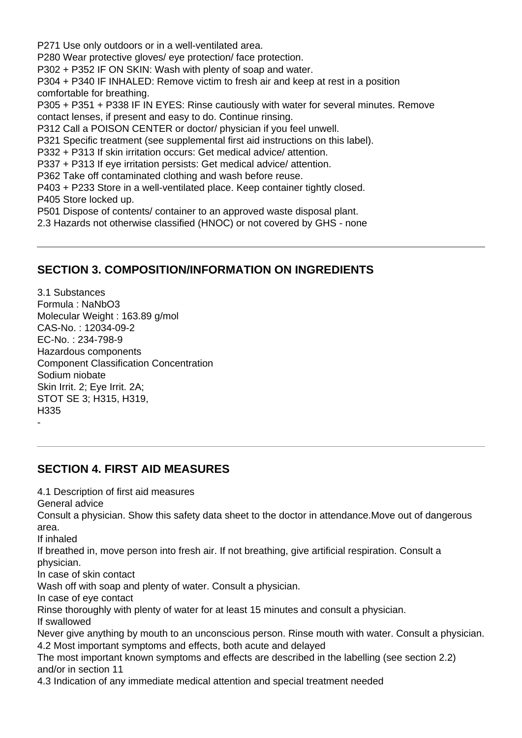P271 Use only outdoors or in a well-ventilated area.
P280 Wear protective gloves/ eye protection/ face protection.
P302 + P352 IF ON SKIN: Wash with plenty of soap and water.
P304 + P340 IF INHALED: Remove victim to fresh air and keep at rest in a position comfortable for breathing.
P305 + P351 + P338 IF IN EYES: Rinse cautiously with water for several minutes. Remove contact lenses, if present and easy to do. Continue rinsing.
P312 Call a POISON CENTER or doctor/ physician if you feel unwell.
P321 Specific treatment (see supplemental first aid instructions on this label).
P332 + P313 If skin irritation occurs: Get medical advice/ attention.
P337 + P313 If eye irritation persists: Get medical advice/ attention.
P362 Take off contaminated clothing and wash before reuse.
P403 + P233 Store in a well-ventilated place. Keep container tightly closed.
P405 Store locked up.
P501 Dispose of contents/ container to an approved waste disposal plant.
2.3 Hazards not otherwise classified (HNOC) or not covered by GHS - none

---

## SECTION 3. COMPOSITION/INFORMATION ON INGREDIENTS

3.1 Substances
Formula : $NaNbO_3$
Molecular Weight : 163.89 g/mol
CAS-No. : 12034-09-2
EC-No. : 234-798-9
Hazardous components

| Component | Classification | Concentration |
|---|---|---|
| Sodium niobate | Skin Irrit. 2; Eye Irrit. 2A; STOT SE 3; H315, H319, H335 | - |

---

## SECTION 4. FIRST AID MEASURES

4.1 Description of first aid measures

General advice

Consult a physician. Show this safety data sheet to the doctor in attendance.Move out of dangerous area.

If inhaled

If breathed in, move person into fresh air. If not breathing, give artificial respiration. Consult a physician.

In case of skin contact

Wash off with soap and plenty of water. Consult a physician.

In case of eye contact

Rinse thoroughly with plenty of water for at least 15 minutes and consult a physician.

If swallowed

Never give anything by mouth to an unconscious person. Rinse mouth with water. Consult a physician.

4.2 Most important symptoms and effects, both acute and delayed

The most important known symptoms and effects are described in the labelling (see section 2.2) and/or in section 11

4.3 Indication of any immediate medical attention and special treatment needed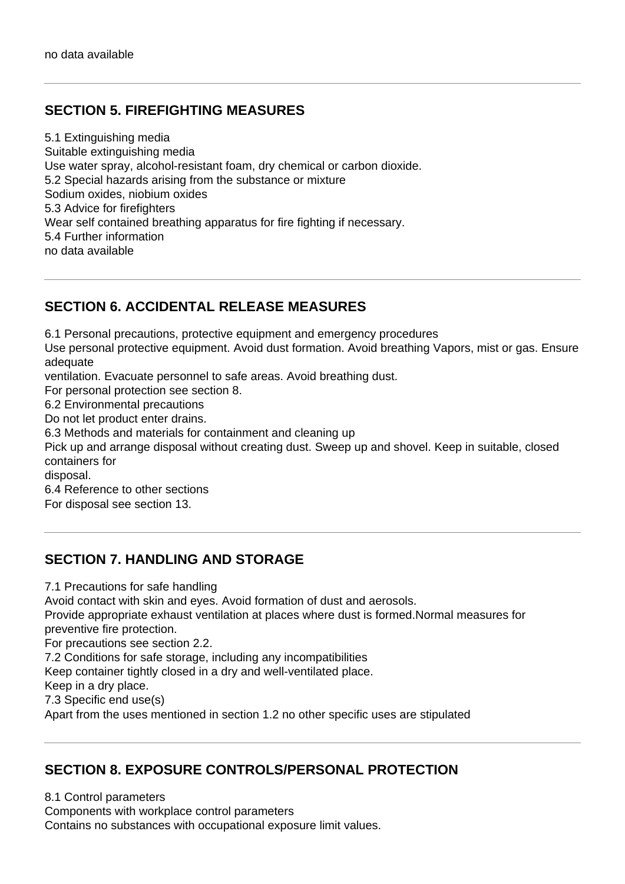no data available

## SECTION 5. FIREFIGHTING MEASURES

5.1 Extinguishing media
Suitable extinguishing media
Use water spray, alcohol-resistant foam, dry chemical or carbon dioxide.
5.2 Special hazards arising from the substance or mixture
Sodium oxides, niobium oxides
5.3 Advice for firefighters
Wear self contained breathing apparatus for fire fighting if necessary.
5.4 Further information
no data available

## SECTION 6. ACCIDENTAL RELEASE MEASURES

6.1 Personal precautions, protective equipment and emergency procedures
Use personal protective equipment. Avoid dust formation. Avoid breathing Vapors, mist or gas. Ensure adequate
ventilation. Evacuate personnel to safe areas. Avoid breathing dust.
For personal protection see section 8.
6.2 Environmental precautions
Do not let product enter drains.
6.3 Methods and materials for containment and cleaning up
Pick up and arrange disposal without creating dust. Sweep up and shovel. Keep in suitable, closed containers for
disposal.
6.4 Reference to other sections
For disposal see section 13.

## SECTION 7. HANDLING AND STORAGE

7.1 Precautions for safe handling
Avoid contact with skin and eyes. Avoid formation of dust and aerosols.
Provide appropriate exhaust ventilation at places where dust is formed.Normal measures for preventive fire protection.
For precautions see section 2.2.
7.2 Conditions for safe storage, including any incompatibilities
Keep container tightly closed in a dry and well-ventilated place.
Keep in a dry place.
7.3 Specific end use(s)
Apart from the uses mentioned in section 1.2 no other specific uses are stipulated

## SECTION 8. EXPOSURE CONTROLS/PERSONAL PROTECTION

8.1 Control parameters
Components with workplace control parameters
Contains no substances with occupational exposure limit values.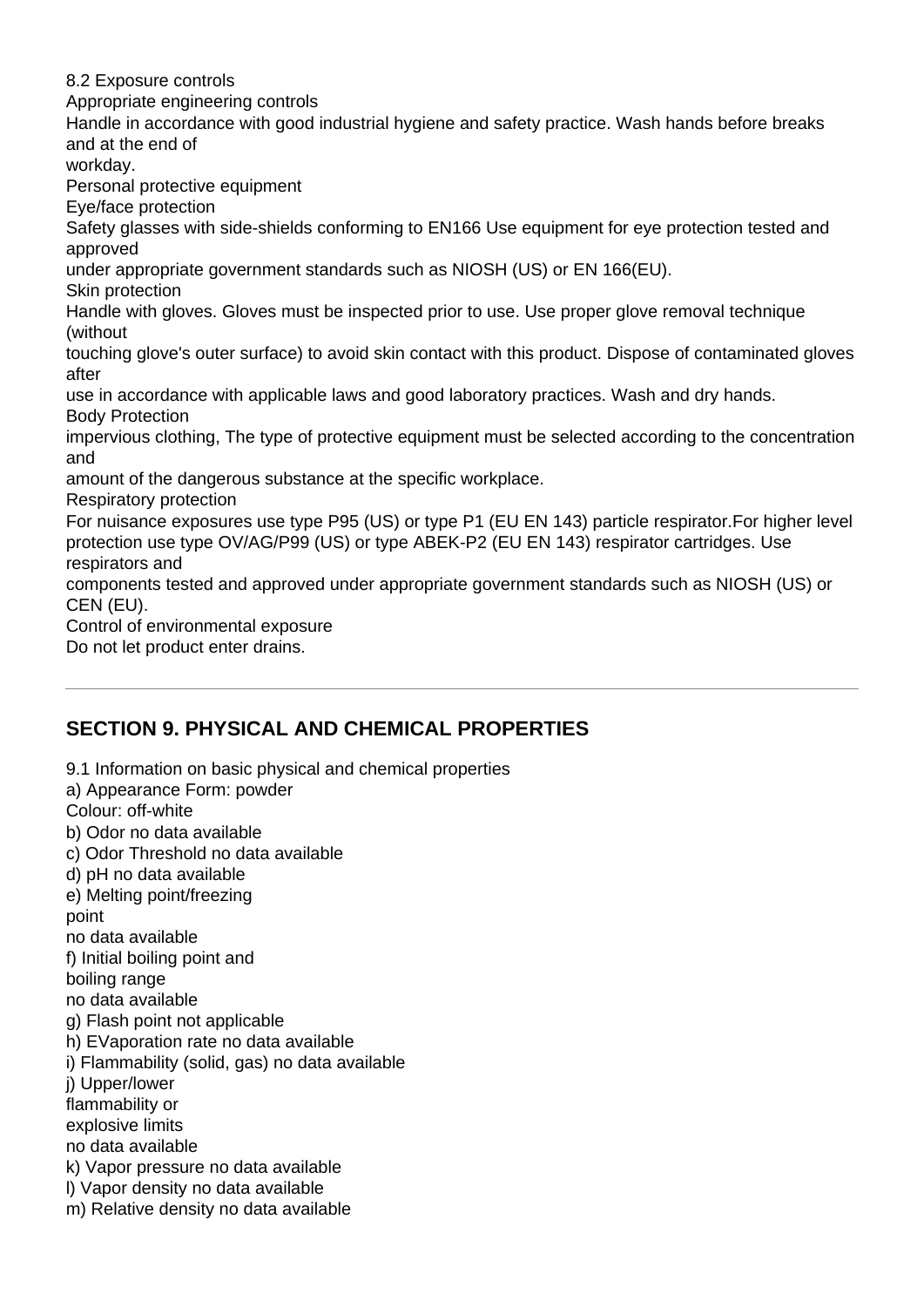8.2 Exposure controls

Appropriate engineering controls

Handle in accordance with good industrial hygiene and safety practice. Wash hands before breaks and at the end of workday.

Personal protective equipment

Eye/face protection

Safety glasses with side-shields conforming to EN166 Use equipment for eye protection tested and approved under appropriate government standards such as NIOSH (US) or EN 166(EU).

Skin protection

Handle with gloves. Gloves must be inspected prior to use. Use proper glove removal technique (without touching glove's outer surface) to avoid skin contact with this product. Dispose of contaminated gloves after use in accordance with applicable laws and good laboratory practices. Wash and dry hands.

Body Protection

impervious clothing, The type of protective equipment must be selected according to the concentration and amount of the dangerous substance at the specific workplace.

Respiratory protection

For nuisance exposures use type P95 (US) or type P1 (EU EN 143) particle respirator.For higher level protection use type OV/AG/P99 (US) or type ABEK-P2 (EU EN 143) respirator cartridges. Use respirators and components tested and approved under appropriate government standards such as NIOSH (US) or CEN (EU).

Control of environmental exposure

Do not let product enter drains.

---

## SECTION 9. PHYSICAL AND CHEMICAL PROPERTIES

9.1 Information on basic physical and chemical properties

a) Appearance Form: powder

Colour: off-white

b) Odor no data available

c) Odor Threshold no data available

d) pH no data available

e) Melting point/freezing point

no data available

f) Initial boiling point and boiling range

no data available

g) Flash point not applicable

h) EVaporation rate no data available

i) Flammability (solid, gas) no data available

j) Upper/lower flammability or explosive limits

no data available

k) Vapor pressure no data available

l) Vapor density no data available

m) Relative density no data available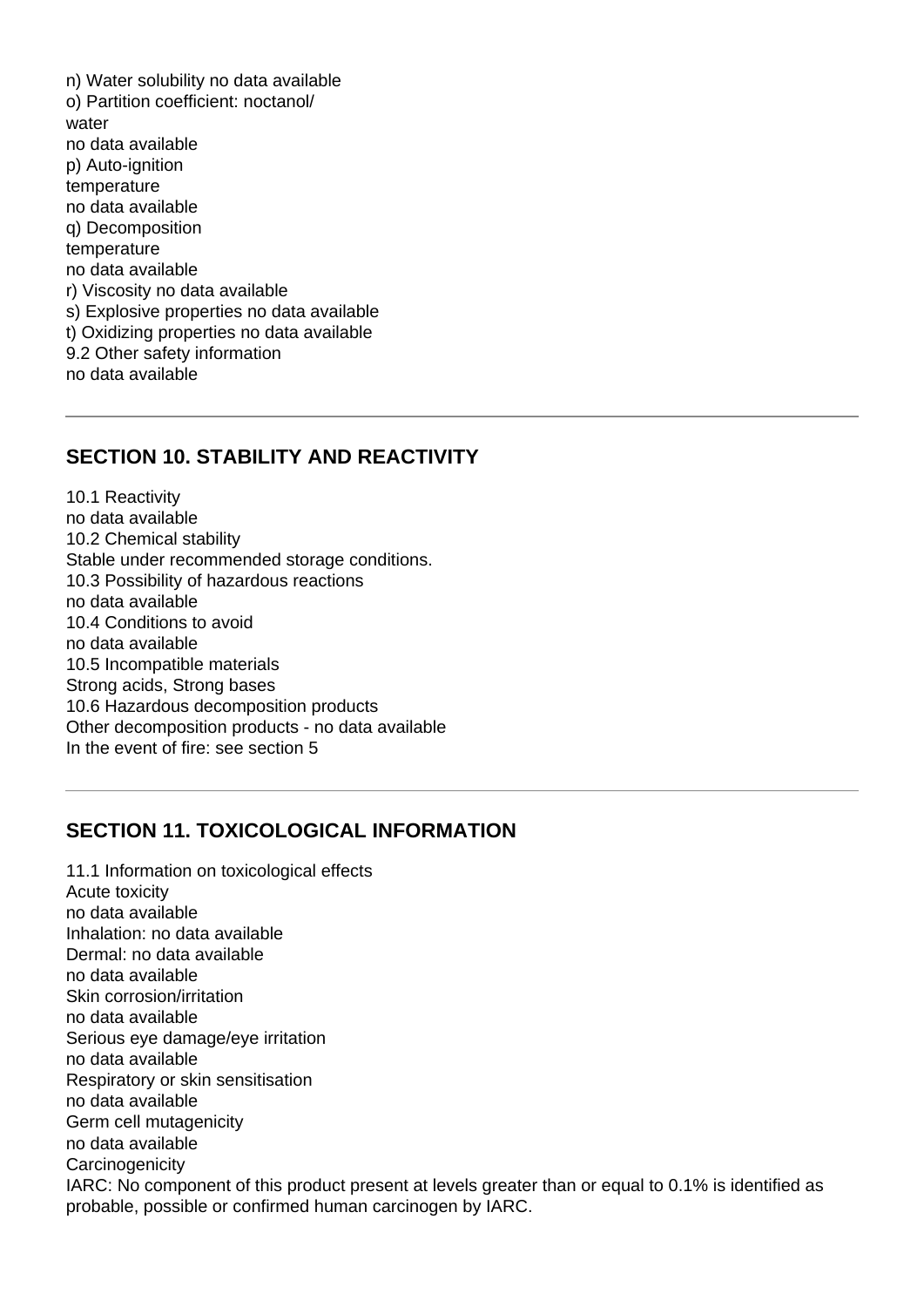n) Water solubility no data available

o) Partition coefficient: noctanol/
water
no data available

p) Auto-ignition
temperature
no data available

q) Decomposition
temperature
no data available

r) Viscosity no data available

s) Explosive properties no data available

t) Oxidizing properties no data available

9.2 Other safety information
no data available

---

## SECTION 10. STABILITY AND REACTIVITY

10.1 Reactivity
no data available

10.2 Chemical stability
Stable under recommended storage conditions.

10.3 Possibility of hazardous reactions
no data available

10.4 Conditions to avoid
no data available

10.5 Incompatible materials
Strong acids, Strong bases

10.6 Hazardous decomposition products
Other decomposition products - no data available
In the event of fire: see section 5

---

## SECTION 11. TOXICOLOGICAL INFORMATION

11.1 Information on toxicological effects

Acute toxicity
no data available
Inhalation: no data available
Dermal: no data available
no data available

Skin corrosion/irritation
no data available

Serious eye damage/eye irritation
no data available

Respiratory or skin sensitisation
no data available

Germ cell mutagenicity
no data available

Carcinogenicity
IARC: No component of this product present at levels greater than or equal to 0.1% is identified as probable, possible or confirmed human carcinogen by IARC.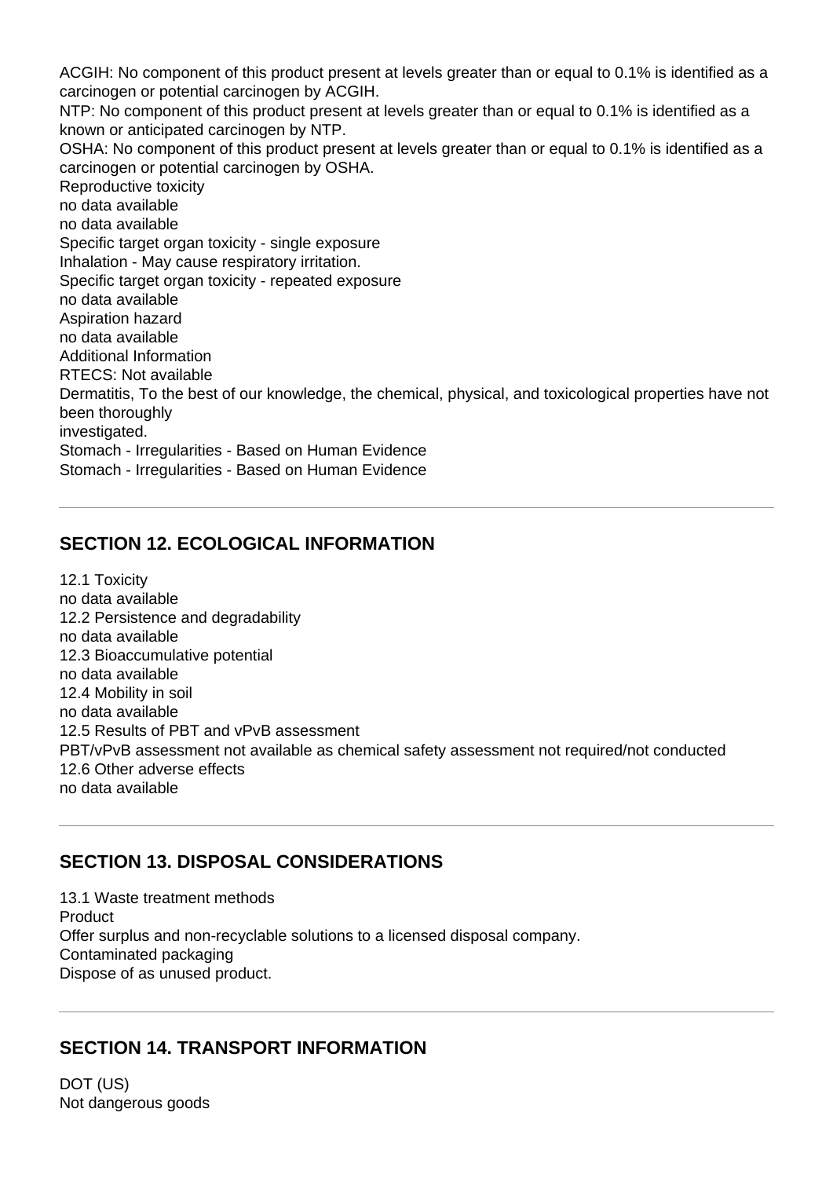ACGIH: No component of this product present at levels greater than or equal to 0.1% is identified as a carcinogen or potential carcinogen by ACGIH.
NTP: No component of this product present at levels greater than or equal to 0.1% is identified as a known or anticipated carcinogen by NTP.
OSHA: No component of this product present at levels greater than or equal to 0.1% is identified as a carcinogen or potential carcinogen by OSHA.
Reproductive toxicity
no data available
no data available
Specific target organ toxicity - single exposure
Inhalation - May cause respiratory irritation.
Specific target organ toxicity - repeated exposure
no data available
Aspiration hazard
no data available
Additional Information
RTECS: Not available
Dermatitis, To the best of our knowledge, the chemical, physical, and toxicological properties have not been thoroughly
investigated.
Stomach - Irregularities - Based on Human Evidence
Stomach - Irregularities - Based on Human Evidence

---

## SECTION 12. ECOLOGICAL INFORMATION

12.1 Toxicity
no data available
12.2 Persistence and degradability
no data available
12.3 Bioaccumulative potential
no data available
12.4 Mobility in soil
no data available
12.5 Results of PBT and vPvB assessment
PBT/vPvB assessment not available as chemical safety assessment not required/not conducted
12.6 Other adverse effects
no data available

---

## SECTION 13. DISPOSAL CONSIDERATIONS

13.1 Waste treatment methods
Product
Offer surplus and non-recyclable solutions to a licensed disposal company.
Contaminated packaging
Dispose of as unused product.

---

## SECTION 14. TRANSPORT INFORMATION

DOT (US)
Not dangerous goods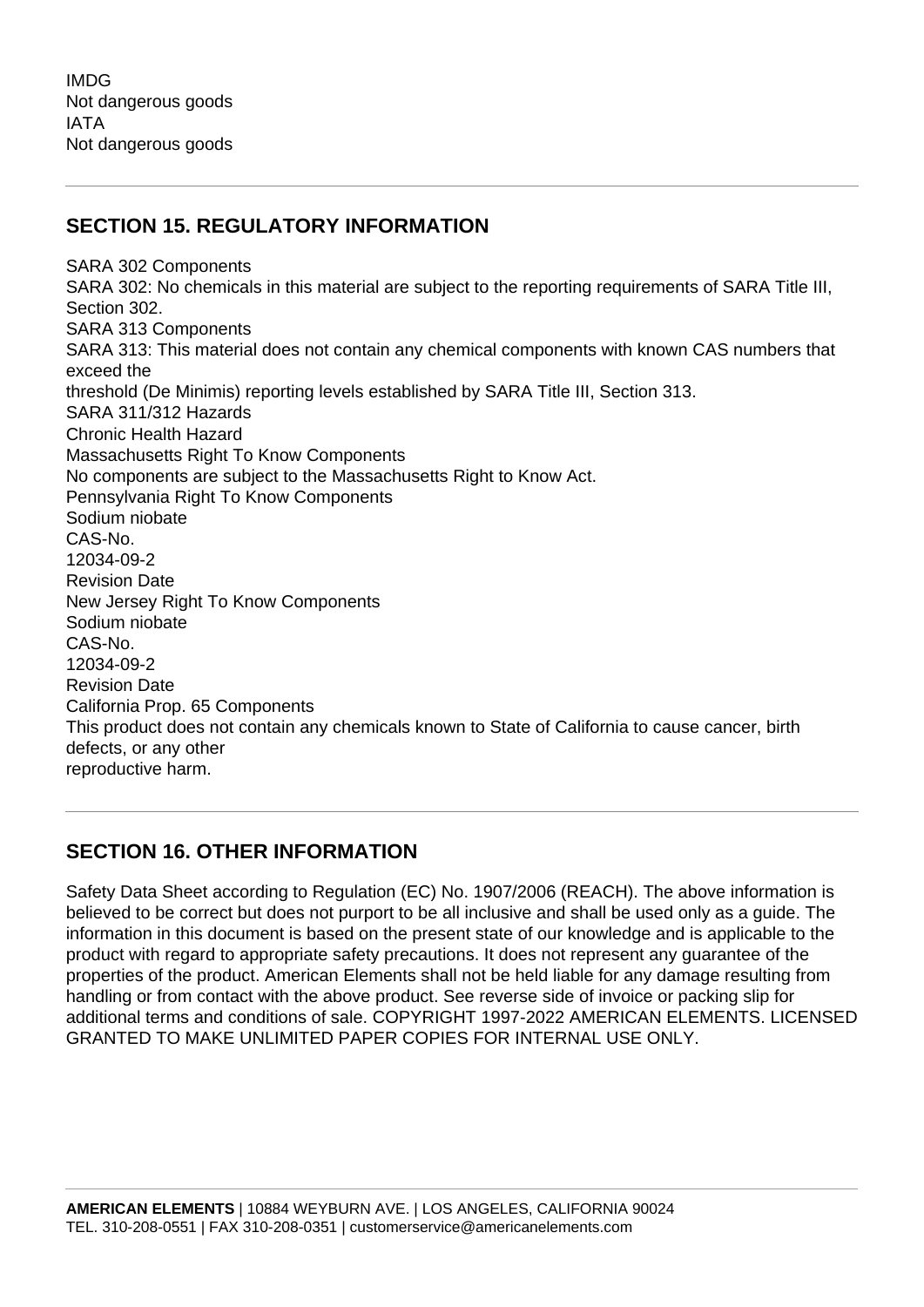IMDG
Not dangerous goods
IATA
Not dangerous goods

## SECTION 15. REGULATORY INFORMATION

SARA 302 Components
SARA 302: No chemicals in this material are subject to the reporting requirements of SARA Title III, Section 302.
SARA 313 Components
SARA 313: This material does not contain any chemical components with known CAS numbers that exceed the
threshold (De Minimis) reporting levels established by SARA Title III, Section 313.
SARA 311/312 Hazards
Chronic Health Hazard
Massachusetts Right To Know Components
No components are subject to the Massachusetts Right to Know Act.
Pennsylvania Right To Know Components
Sodium niobate
CAS-No.
12034-09-2
Revision Date
New Jersey Right To Know Components
Sodium niobate
CAS-No.
12034-09-2
Revision Date
California Prop. 65 Components
This product does not contain any chemicals known to State of California to cause cancer, birth defects, or any other
reproductive harm.

## SECTION 16. OTHER INFORMATION

Safety Data Sheet according to Regulation (EC) No. 1907/2006 (REACH). The above information is believed to be correct but does not purport to be all inclusive and shall be used only as a guide. The information in this document is based on the present state of our knowledge and is applicable to the product with regard to appropriate safety precautions. It does not represent any guarantee of the properties of the product. American Elements shall not be held liable for any damage resulting from handling or from contact with the above product. See reverse side of invoice or packing slip for additional terms and conditions of sale. COPYRIGHT 1997-2022 AMERICAN ELEMENTS. LICENSED GRANTED TO MAKE UNLIMITED PAPER COPIES FOR INTERNAL USE ONLY.